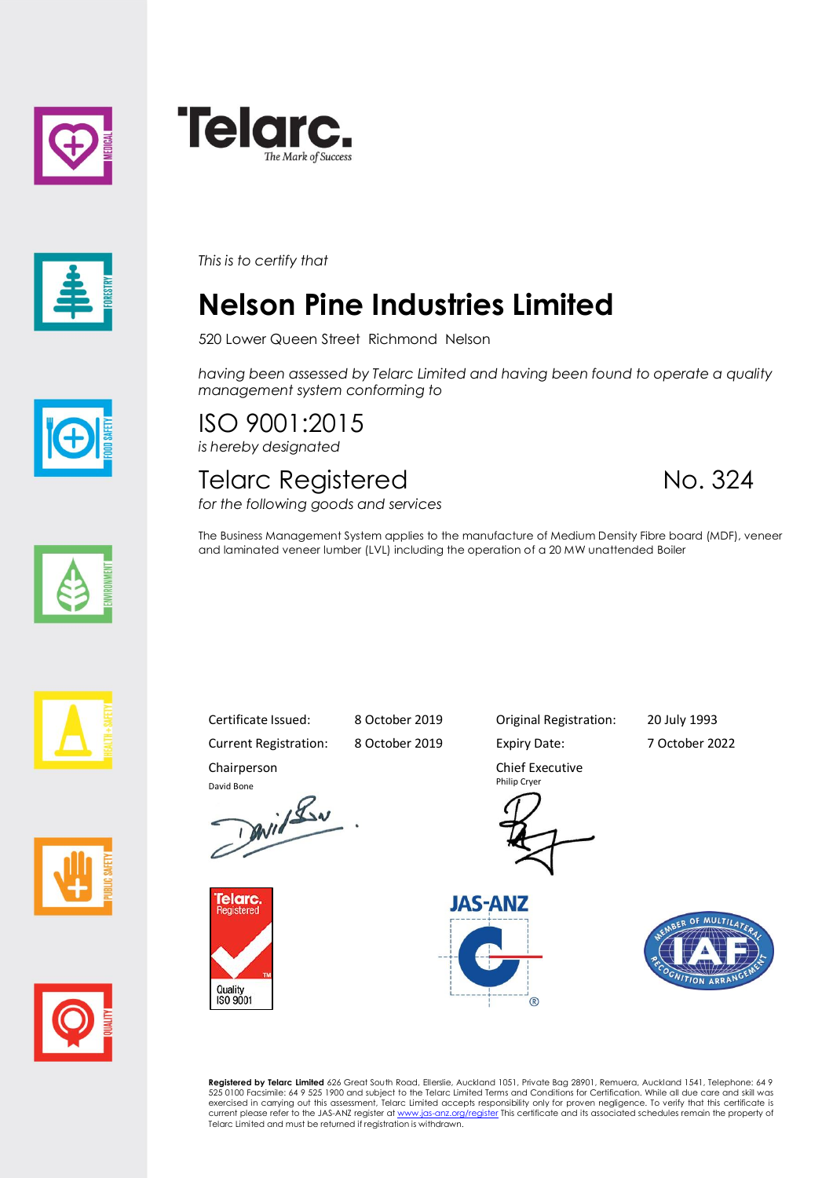# Telarc.

The Mark of Success

*This is to certify that*

## Nelson Pine Industries Limited

520 Lower Queen Street Richmond Nelson

*having been assessed by Telarc Limited and having been found to operate a quality management system conforming to*

ISO 9001:2015

*is hereby designated*

Telarc Registered No. 324

*for the following goods and services*

The Business Management System applies to the manufacture of Medium Density Fibre board (MDF), veneer and laminated veneer lumber (LVL) including the operation of a 20 MW unattended Boiler

| | | | |
|---|---|---|---|
| Certificate Issued: | 8 October 2019 | Original Registration: | 20 July 1993 |
| Current Registration: | 8 October 2019 | Expiry Date: | 7 October 2022 |

Chairperson
David Bone

Chief Executive
Philip Cryer

Telarc. Registered
Quality ISO 9001

JAS-ANZ

IAF – Member of Multilateral Recognition Arrangement

**Registered by Telarc Limited** 626 Great South Road, Ellerslie, Auckland 1051, Private Bag 28901, Remuera, Auckland 1541, Telephone: 64 9 525 0100 Facsimile: 64 9 525 1900 and subject to the Telarc Limited Terms and Conditions for Certification. While all due care and skill was exercised in carrying out this assessment, Telarc Limited accepts responsibility only for proven negligence. To verify that this certificate is current please refer to the JAS-ANZ register at www.jas-anz.org/register This certificate and its associated schedules remain the property of Telarc Limited and must be returned if registration is withdrawn.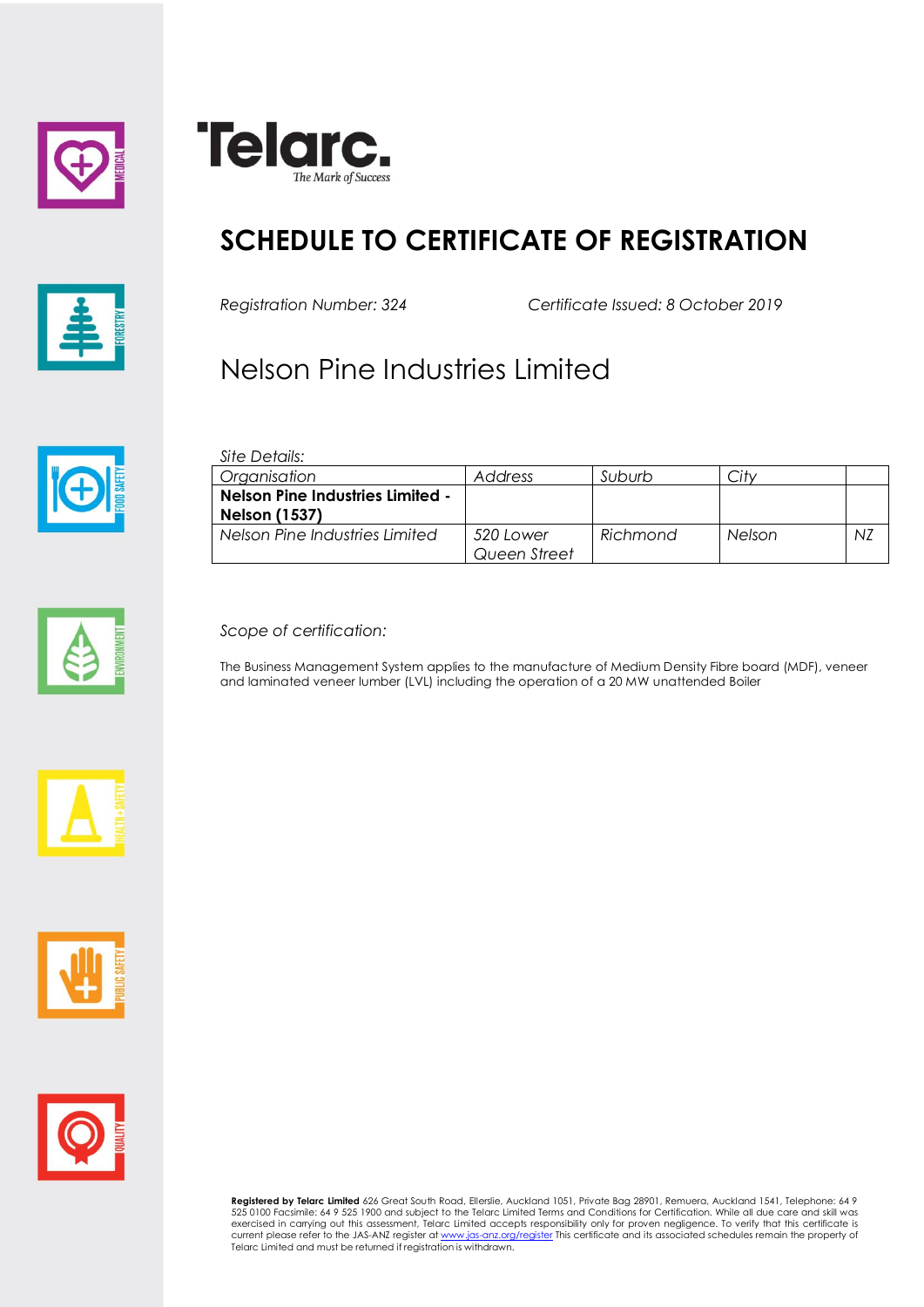Telarc.
The Mark of Success

# SCHEDULE TO CERTIFICATE OF REGISTRATION

*Registration Number: 324* *Certificate Issued: 8 October 2019*

## Nelson Pine Industries Limited

*Site Details:*

| *Organisation* | *Address* | *Suburb* | *City* | |
|---|---|---|---|---|
| **Nelson Pine Industries Limited - Nelson (1537)** | | | | |
| *Nelson Pine Industries Limited* | *520 Lower Queen Street* | *Richmond* | *Nelson* | *NZ* |

*Scope of certification:*

The Business Management System applies to the manufacture of Medium Density Fibre board (MDF), veneer and laminated veneer lumber (LVL) including the operation of a 20 MW unattended Boiler

**Registered by Telarc Limited** 626 Great South Road, Ellerslie, Auckland 1051, Private Bag 28901, Remuera, Auckland 1541, Telephone: 64 9 525 0100 Facsimile: 64 9 525 1900 and subject to the Telarc Limited Terms and Conditions for Certification. While all due care and skill was exercised in carrying out this assessment, Telarc Limited accepts responsibility only for proven negligence. To verify that this certificate is current please refer to the JAS-ANZ register at www.jas-anz.org/register This certificate and its associated schedules remain the property of Telarc Limited and must be returned if registration is withdrawn.